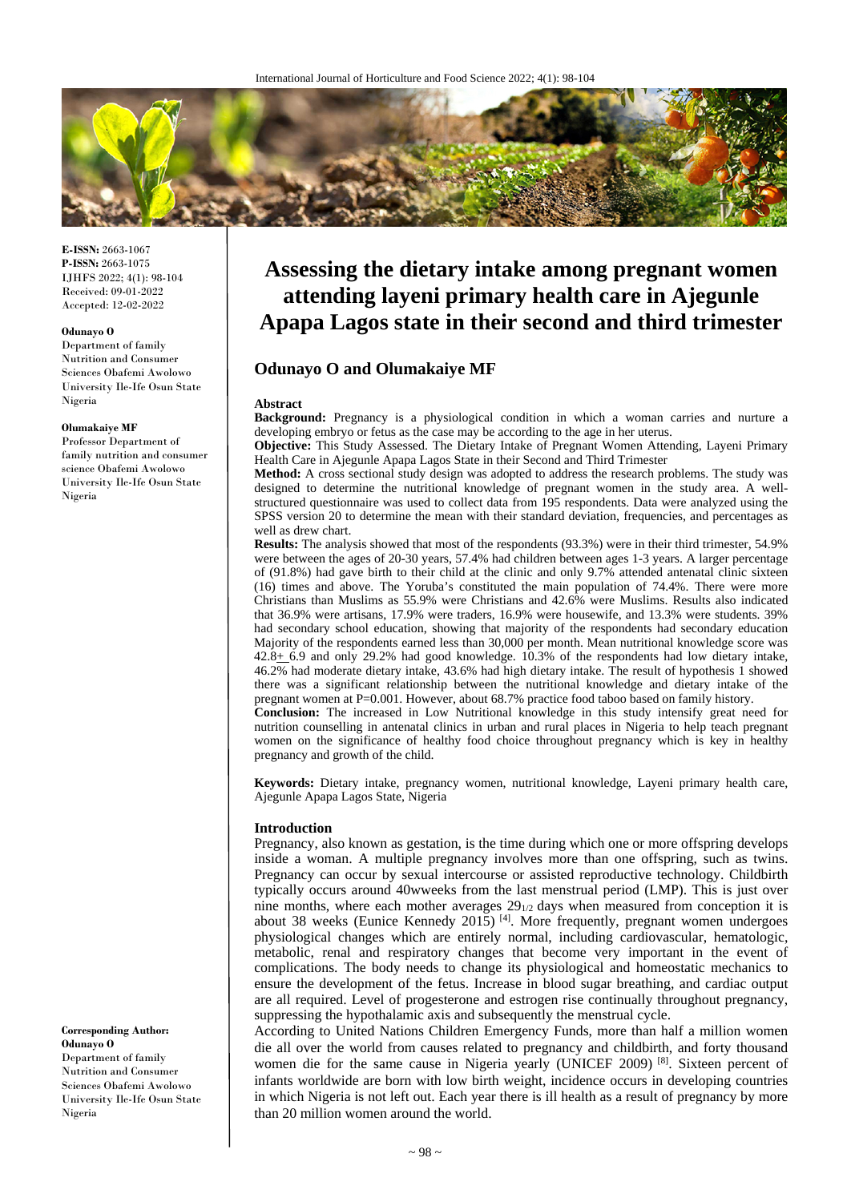E-ISSN: 2663-1067
P-ISSN: 2663-1075
IJHFS 2022; 4(1): 98-104
Received: 09-01-2022
Accepted: 12-02-2022

**Odunayo O**
Department of family Nutrition and Consumer Sciences Obafemi Awolowo University Ile-Ife Osun State Nigeria

**Olumakaiye MF**
Professor Department of family nutrition and consumer science Obafemi Awolowo University Ile-Ife Osun State Nigeria

**Corresponding Author:**
**Odunayo O**
Department of family Nutrition and Consumer Sciences Obafemi Awolowo University Ile-Ife Osun State Nigeria

# Assessing the dietary intake among pregnant women attending layeni primary health care in Ajegunle Apapa Lagos state in their second and third trimester

## Odunayo O and Olumakaiye MF

### Abstract

**Background:** Pregnancy is a physiological condition in which a woman carries and nurture a developing embryo or fetus as the case may be according to the age in her uterus.

**Objective:** This Study Assessed. The Dietary Intake of Pregnant Women Attending, Layeni Primary Health Care in Ajegunle Apapa Lagos State in their Second and Third Trimester

**Method:** A cross sectional study design was adopted to address the research problems. The study was designed to determine the nutritional knowledge of pregnant women in the study area. A well-structured questionnaire was used to collect data from 195 respondents. Data were analyzed using the SPSS version 20 to determine the mean with their standard deviation, frequencies, and percentages as well as drew chart.

**Results:** The analysis showed that most of the respondents (93.3%) were in their third trimester, 54.9% were between the ages of 20-30 years, 57.4% had children between ages 1-3 years. A larger percentage of (91.8%) had gave birth to their child at the clinic and only 9.7% attended antenatal clinic sixteen (16) times and above. The Yoruba's constituted the main population of 74.4%. There were more Christians than Muslims as 55.9% were Christians and 42.6% were Muslims. Results also indicated that 36.9% were artisans, 17.9% were traders, 16.9% were housewife, and 13.3% were students. 39% had secondary school education, showing that majority of the respondents had secondary education Majority of the respondents earned less than 30,000 per month. Mean nutritional knowledge score was 42.8± 6.9 and only 29.2% had good knowledge. 10.3% of the respondents had low dietary intake, 46.2% had moderate dietary intake, 43.6% had high dietary intake. The result of hypothesis 1 showed there was a significant relationship between the nutritional knowledge and dietary intake of the pregnant women at P=0.001. However, about 68.7% practice food taboo based on family history.

**Conclusion:** The increased in Low Nutritional knowledge in this study intensify great need for nutrition counselling in antenatal clinics in urban and rural places in Nigeria to help teach pregnant women on the significance of healthy food choice throughout pregnancy which is key in healthy pregnancy and growth of the child.

**Keywords:** Dietary intake, pregnancy women, nutritional knowledge, Layeni primary health care, Ajegunle Apapa Lagos State, Nigeria

### Introduction

Pregnancy, also known as gestation, is the time during which one or more offspring develops inside a woman. A multiple pregnancy involves more than one offspring, such as twins. Pregnancy can occur by sexual intercourse or assisted reproductive technology. Childbirth typically occurs around 40wweeks from the last menstrual period (LMP). This is just over nine months, where each mother averages $29_{1/2}$ days when measured from conception it is about 38 weeks (Eunice Kennedy 2015) [4]. More frequently, pregnant women undergoes physiological changes which are entirely normal, including cardiovascular, hematologic, metabolic, renal and respiratory changes that become very important in the event of complications. The body needs to change its physiological and homeostatic mechanics to ensure the development of the fetus. Increase in blood sugar breathing, and cardiac output are all required. Level of progesterone and estrogen rise continually throughout pregnancy, suppressing the hypothalamic axis and subsequently the menstrual cycle.

According to United Nations Children Emergency Funds, more than half a million women die all over the world from causes related to pregnancy and childbirth, and forty thousand women die for the same cause in Nigeria yearly (UNICEF 2009) [8]. Sixteen percent of infants worldwide are born with low birth weight, incidence occurs in developing countries in which Nigeria is not left out. Each year there is ill health as a result of pregnancy by more than 20 million women around the world.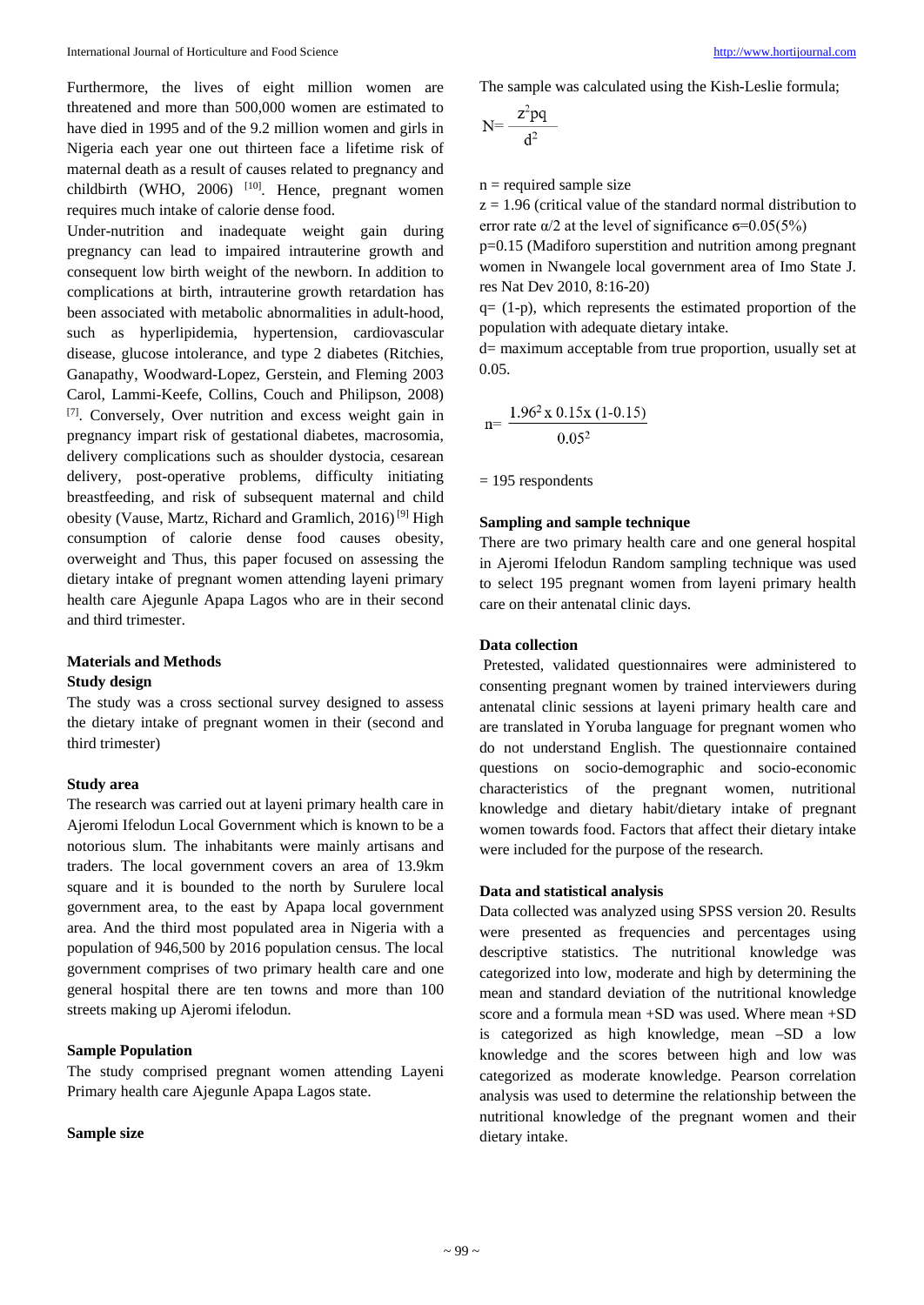Furthermore, the lives of eight million women are threatened and more than 500,000 women are estimated to have died in 1995 and of the 9.2 million women and girls in Nigeria each year one out thirteen face a lifetime risk of maternal death as a result of causes related to pregnancy and childbirth (WHO, 2006) [10]. Hence, pregnant women requires much intake of calorie dense food.

Under-nutrition and inadequate weight gain during pregnancy can lead to impaired intrauterine growth and consequent low birth weight of the newborn. In addition to complications at birth, intrauterine growth retardation has been associated with metabolic abnormalities in adult-hood, such as hyperlipidemia, hypertension, cardiovascular disease, glucose intolerance, and type 2 diabetes (Ritchies, Ganapathy, Woodward-Lopez, Gerstein, and Fleming 2003 Carol, Lammi-Keefe, Collins, Couch and Philipson, 2008) [7]. Conversely, Over nutrition and excess weight gain in pregnancy impart risk of gestational diabetes, macrosomia, delivery complications such as shoulder dystocia, cesarean delivery, post-operative problems, difficulty initiating breastfeeding, and risk of subsequent maternal and child obesity (Vause, Martz, Richard and Gramlich, 2016) [9] High consumption of calorie dense food causes obesity, overweight and Thus, this paper focused on assessing the dietary intake of pregnant women attending layeni primary health care Ajegunle Apapa Lagos who are in their second and third trimester.

## Materials and Methods

### Study design

The study was a cross sectional survey designed to assess the dietary intake of pregnant women in their (second and third trimester)

### Study area

The research was carried out at layeni primary health care in Ajeromi Ifelodun Local Government which is known to be a notorious slum. The inhabitants were mainly artisans and traders. The local government covers an area of 13.9km square and it is bounded to the north by Surulere local government area, to the east by Apapa local government area. And the third most populated area in Nigeria with a population of 946,500 by 2016 population census. The local government comprises of two primary health care and one general hospital there are ten towns and more than 100 streets making up Ajeromi ifelodun.

### Sample Population

The study comprised pregnant women attending Layeni Primary health care Ajegunle Apapa Lagos state.

### Sample size

The sample was calculated using the Kish-Leslie formula;

$$N = \frac{z^2 pq}{d^2}$$

n = required sample size

z = 1.96 (critical value of the standard normal distribution to error rate $\alpha/2$ at the level of significance $\sigma$=0.05(5%)

p=0.15 (Madiforo superstition and nutrition among pregnant women in Nwangele local government area of Imo State J. res Nat Dev 2010, 8:16-20)

q= (1-p), which represents the estimated proportion of the population with adequate dietary intake.

d= maximum acceptable from true proportion, usually set at 0.05.

$$n = \frac{1.96^2 \text{ x } 0.15 \text{x } (1\text{-}0.15)}{0.05^2}$$

= 195 respondents

### Sampling and sample technique

There are two primary health care and one general hospital in Ajeromi Ifelodun Random sampling technique was used to select 195 pregnant women from layeni primary health care on their antenatal clinic days.

### Data collection

Pretested, validated questionnaires were administered to consenting pregnant women by trained interviewers during antenatal clinic sessions at layeni primary health care and are translated in Yoruba language for pregnant women who do not understand English. The questionnaire contained questions on socio-demographic and socio-economic characteristics of the pregnant women, nutritional knowledge and dietary habit/dietary intake of pregnant women towards food. Factors that affect their dietary intake were included for the purpose of the research.

### Data and statistical analysis

Data collected was analyzed using SPSS version 20. Results were presented as frequencies and percentages using descriptive statistics. The nutritional knowledge was categorized into low, moderate and high by determining the mean and standard deviation of the nutritional knowledge score and a formula mean +SD was used. Where mean +SD is categorized as high knowledge, mean –SD a low knowledge and the scores between high and low was categorized as moderate knowledge. Pearson correlation analysis was used to determine the relationship between the nutritional knowledge of the pregnant women and their dietary intake.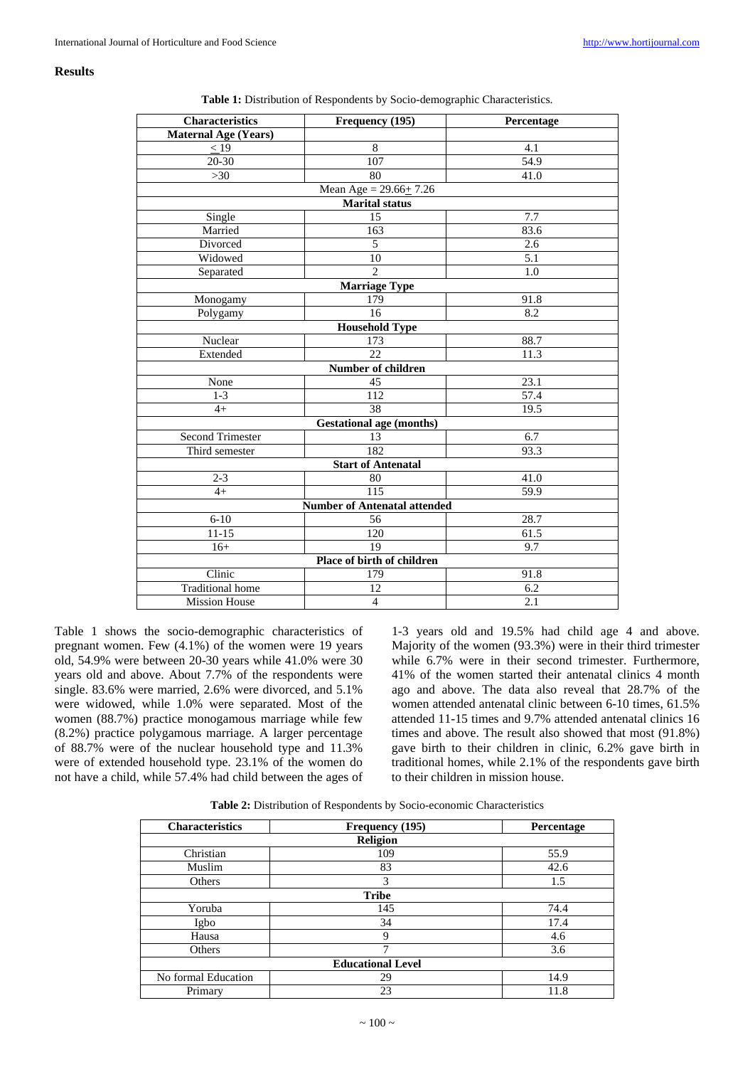## Results

**Table 1:** Distribution of Respondents by Socio-demographic Characteristics.

| Characteristics | Frequency (195) | Percentage |
|---|---|---|
| **Maternal Age (Years)** | | |
| < 19 | 8 | 4.1 |
| 20-30 | 107 | 54.9 |
| >30 | 80 | 41.0 |
| Mean Age = 29.66+ 7.26 | | |
| **Marital status** | | |
| Single | 15 | 7.7 |
| Married | 163 | 83.6 |
| Divorced | 5 | 2.6 |
| Widowed | 10 | 5.1 |
| Separated | 2 | 1.0 |
| **Marriage Type** | | |
| Monogamy | 179 | 91.8 |
| Polygamy | 16 | 8.2 |
| **Household Type** | | |
| Nuclear | 173 | 88.7 |
| Extended | 22 | 11.3 |
| **Number of children** | | |
| None | 45 | 23.1 |
| 1-3 | 112 | 57.4 |
| 4+ | 38 | 19.5 |
| **Gestational age (months)** | | |
| Second Trimester | 13 | 6.7 |
| Third semester | 182 | 93.3 |
| **Start of Antenatal** | | |
| 2-3 | 80 | 41.0 |
| 4+ | 115 | 59.9 |
| **Number of Antenatal attended** | | |
| 6-10 | 56 | 28.7 |
| 11-15 | 120 | 61.5 |
| 16+ | 19 | 9.7 |
| **Place of birth of children** | | |
| Clinic | 179 | 91.8 |
| Traditional home | 12 | 6.2 |
| Mission House | 4 | 2.1 |

Table 1 shows the socio-demographic characteristics of pregnant women. Few (4.1%) of the women were 19 years old, 54.9% were between 20-30 years while 41.0% were 30 years old and above. About 7.7% of the respondents were single. 83.6% were married, 2.6% were divorced, and 5.1% were widowed, while 1.0% were separated. Most of the women (88.7%) practice monogamous marriage while few (8.2%) practice polygamous marriage. A larger percentage of 88.7% were of the nuclear household type and 11.3% were of extended household type. 23.1% of the women do not have a child, while 57.4% had child between the ages of 1-3 years old and 19.5% had child age 4 and above. Majority of the women (93.3%) were in their third trimester while 6.7% were in their second trimester. Furthermore, 41% of the women started their antenatal clinics 4 month ago and above. The data also reveal that 28.7% of the women attended antenatal clinic between 6-10 times, 61.5% attended 11-15 times and 9.7% attended antenatal clinics 16 times and above. The result also showed that most (91.8%) gave birth to their children in clinic, 6.2% gave birth in traditional homes, while 2.1% of the respondents gave birth to their children in mission house.

**Table 2:** Distribution of Respondents by Socio-economic Characteristics

| Characteristics | Frequency (195) | Percentage |
|---|---|---|
| **Religion** | | |
| Christian | 109 | 55.9 |
| Muslim | 83 | 42.6 |
| Others | 3 | 1.5 |
| **Tribe** | | |
| Yoruba | 145 | 74.4 |
| Igbo | 34 | 17.4 |
| Hausa | 9 | 4.6 |
| Others | 7 | 3.6 |
| **Educational Level** | | |
| No formal Education | 29 | 14.9 |
| Primary | 23 | 11.8 |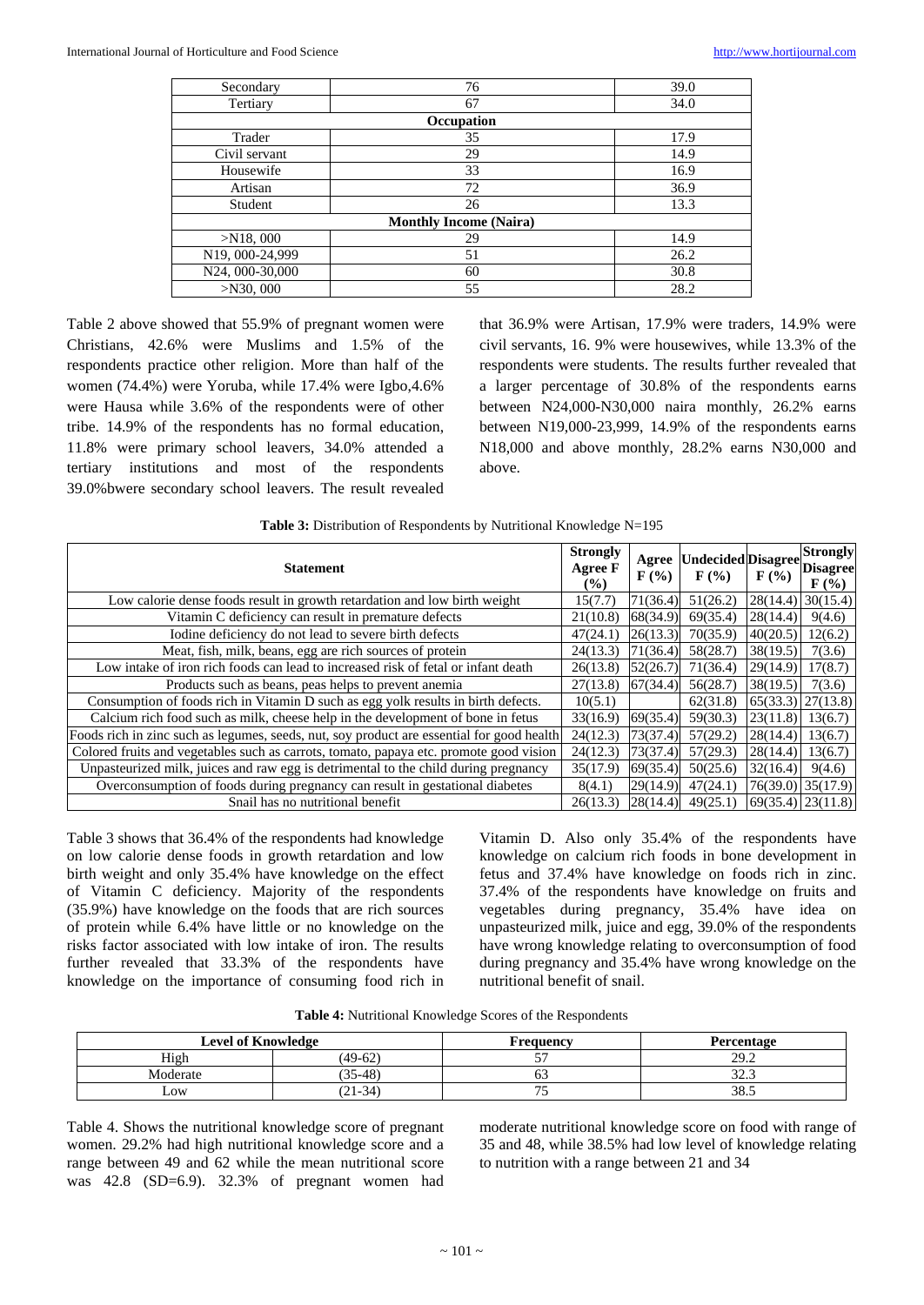| Secondary | 76 | 39.0 |
|---|---|---|
| Tertiary | 67 | 34.0 |
| **Occupation** | | |
| Trader | 35 | 17.9 |
| Civil servant | 29 | 14.9 |
| Housewife | 33 | 16.9 |
| Artisan | 72 | 36.9 |
| Student | 26 | 13.3 |
| **Monthly Income (Naira)** | | |
| >N18, 000 | 29 | 14.9 |
| N19, 000-24,999 | 51 | 26.2 |
| N24, 000-30,000 | 60 | 30.8 |
| >N30, 000 | 55 | 28.2 |

Table 2 above showed that 55.9% of pregnant women were Christians, 42.6% were Muslims and 1.5% of the respondents practice other religion. More than half of the women (74.4%) were Yoruba, while 17.4% were Igbo,4.6% were Hausa while 3.6% of the respondents were of other tribe. 14.9% of the respondents has no formal education, 11.8% were primary school leavers, 34.0% attended a tertiary institutions and most of the respondents 39.0%bwere secondary school leavers. The result revealed that 36.9% were Artisan, 17.9% were traders, 14.9% were civil servants, 16. 9% were housewives, while 13.3% of the respondents were students. The results further revealed that a larger percentage of 30.8% of the respondents earns between N24,000-N30,000 naira monthly, 26.2% earns between N19,000-23,999, 14.9% of the respondents earns N18,000 and above monthly, 28.2% earns N30,000 and above.

**Table 3:** Distribution of Respondents by Nutritional Knowledge N=195

| Statement | Strongly Agree F (%) | Agree F (%) | Undecided F (%) | Disagree F (%) | Strongly Disagree F (%) |
|---|---|---|---|---|---|
| Low calorie dense foods result in growth retardation and low birth weight | 15(7.7) | 71(36.4) | 51(26.2) | 28(14.4) | 30(15.4) |
| Vitamin C deficiency can result in premature defects | 21(10.8) | 68(34.9) | 69(35.4) | 28(14.4) | 9(4.6) |
| Iodine deficiency do not lead to severe birth defects | 47(24.1) | 26(13.3) | 70(35.9) | 40(20.5) | 12(6.2) |
| Meat, fish, milk, beans, egg are rich sources of protein | 24(13.3) | 71(36.4) | 58(28.7) | 38(19.5) | 7(3.6) |
| Low intake of iron rich foods can lead to increased risk of fetal or infant death | 26(13.8) | 52(26.7) | 71(36.4) | 29(14.9) | 17(8.7) |
| Products such as beans, peas helps to prevent anemia | 27(13.8) | 67(34.4) | 56(28.7) | 38(19.5) | 7(3.6) |
| Consumption of foods rich in Vitamin D such as egg yolk results in birth defects. | 10(5.1) | | 62(31.8) | 65(33.3) | 27(13.8) |
| Calcium rich food such as milk, cheese help in the development of bone in fetus | 33(16.9) | 69(35.4) | 59(30.3) | 23(11.8) | 13(6.7) |
| Foods rich in zinc such as legumes, seeds, nut, soy product are essential for good health | 24(12.3) | 73(37.4) | 57(29.2) | 28(14.4) | 13(6.7) |
| Colored fruits and vegetables such as carrots, tomato, papaya etc. promote good vision | 24(12.3) | 73(37.4) | 57(29.3) | 28(14.4) | 13(6.7) |
| Unpasteurized milk, juices and raw egg is detrimental to the child during pregnancy | 35(17.9) | 69(35.4) | 50(25.6) | 32(16.4) | 9(4.6) |
| Overconsumption of foods during pregnancy can result in gestational diabetes | 8(4.1) | 29(14.9) | 47(24.1) | 76(39.0) | 35(17.9) |
| Snail has no nutritional benefit | 26(13.3) | 28(14.4) | 49(25.1) | 69(35.4) | 23(11.8) |

Table 3 shows that 36.4% of the respondents had knowledge on low calorie dense foods in growth retardation and low birth weight and only 35.4% have knowledge on the effect of Vitamin C deficiency. Majority of the respondents (35.9%) have knowledge on the foods that are rich sources of protein while 6.4% have little or no knowledge on the risks factor associated with low intake of iron. The results further revealed that 33.3% of the respondents have knowledge on the importance of consuming food rich in Vitamin D. Also only 35.4% of the respondents have knowledge on calcium rich foods in bone development in fetus and 37.4% have knowledge on foods rich in zinc. 37.4% of the respondents have knowledge on fruits and vegetables during pregnancy, 35.4% have idea on unpasteurized milk, juice and egg, 39.0% of the respondents have wrong knowledge relating to overconsumption of food during pregnancy and 35.4% have wrong knowledge on the nutritional benefit of snail.

**Table 4:** Nutritional Knowledge Scores of the Respondents

| Level of Knowledge | | Frequency | Percentage |
|---|---|---|---|
| High | (49-62) | 57 | 29.2 |
| Moderate | (35-48) | 63 | 32.3 |
| Low | (21-34) | 75 | 38.5 |

Table 4. Shows the nutritional knowledge score of pregnant women. 29.2% had high nutritional knowledge score and a range between 49 and 62 while the mean nutritional score was 42.8 (SD=6.9). 32.3% of pregnant women had moderate nutritional knowledge score on food with range of 35 and 48, while 38.5% had low level of knowledge relating to nutrition with a range between 21 and 34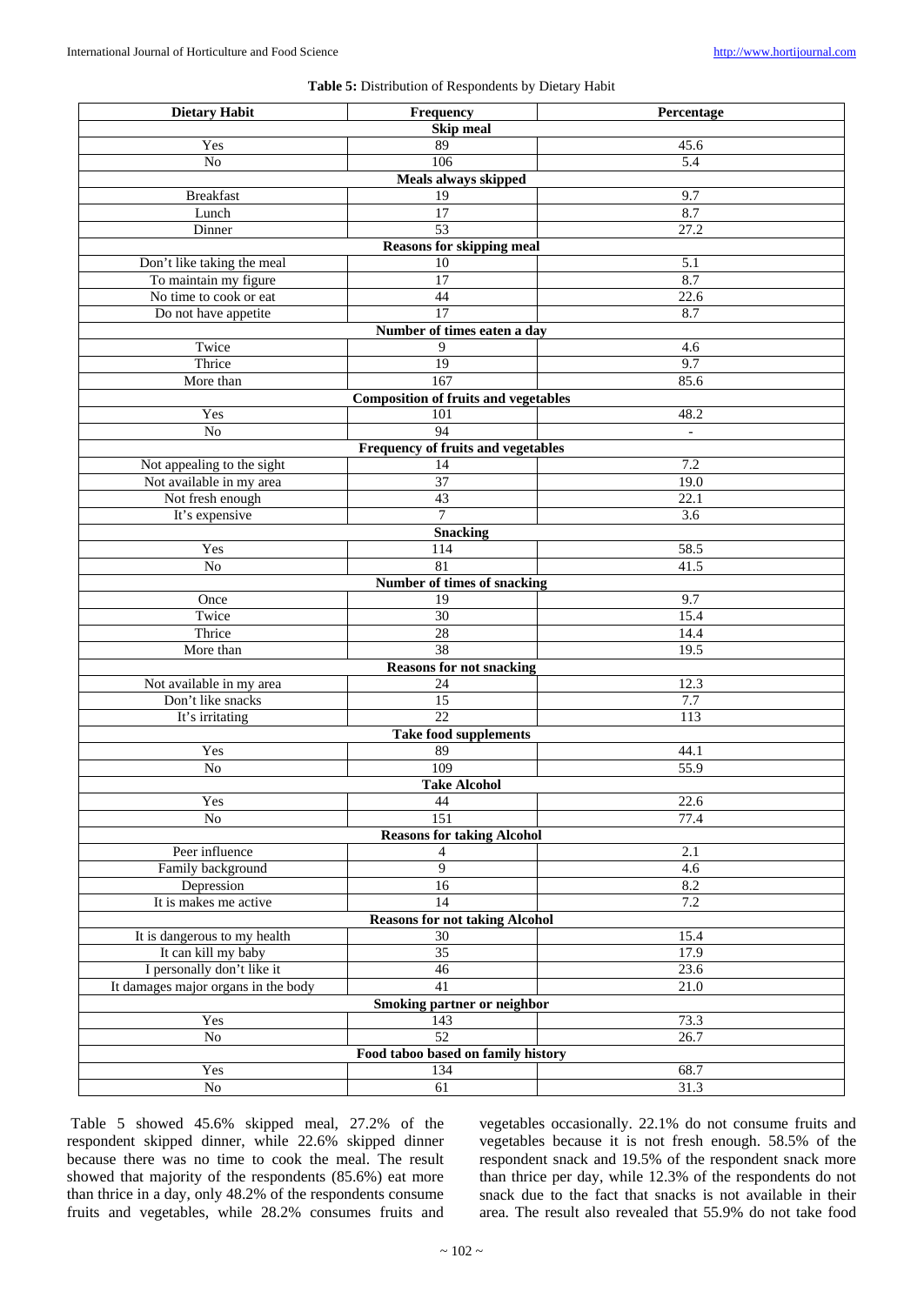**Table 5:** Distribution of Respondents by Dietary Habit

| Dietary Habit | Frequency | Percentage |
|---|---|---|
| **Skip meal** | | |
| Yes | 89 | 45.6 |
| No | 106 | 5.4 |
| **Meals always skipped** | | |
| Breakfast | 19 | 9.7 |
| Lunch | 17 | 8.7 |
| Dinner | 53 | 27.2 |
| **Reasons for skipping meal** | | |
| Don't like taking the meal | 10 | 5.1 |
| To maintain my figure | 17 | 8.7 |
| No time to cook or eat | 44 | 22.6 |
| Do not have appetite | 17 | 8.7 |
| **Number of times eaten a day** | | |
| Twice | 9 | 4.6 |
| Thrice | 19 | 9.7 |
| More than | 167 | 85.6 |
| **Composition of fruits and vegetables** | | |
| Yes | 101 | 48.2 |
| No | 94 | - |
| **Frequency of fruits and vegetables** | | |
| Not appealing to the sight | 14 | 7.2 |
| Not available in my area | 37 | 19.0 |
| Not fresh enough | 43 | 22.1 |
| It's expensive | 7 | 3.6 |
| **Snacking** | | |
| Yes | 114 | 58.5 |
| No | 81 | 41.5 |
| **Number of times of snacking** | | |
| Once | 19 | 9.7 |
| Twice | 30 | 15.4 |
| Thrice | 28 | 14.4 |
| More than | 38 | 19.5 |
| **Reasons for not snacking** | | |
| Not available in my area | 24 | 12.3 |
| Don't like snacks | 15 | 7.7 |
| It's irritating | 22 | 113 |
| **Take food supplements** | | |
| Yes | 89 | 44.1 |
| No | 109 | 55.9 |
| **Take Alcohol** | | |
| Yes | 44 | 22.6 |
| No | 151 | 77.4 |
| **Reasons for taking Alcohol** | | |
| Peer influence | 4 | 2.1 |
| Family background | 9 | 4.6 |
| Depression | 16 | 8.2 |
| It is makes me active | 14 | 7.2 |
| **Reasons for not taking Alcohol** | | |
| It is dangerous to my health | 30 | 15.4 |
| It can kill my baby | 35 | 17.9 |
| I personally don't like it | 46 | 23.6 |
| It damages major organs in the body | 41 | 21.0 |
| **Smoking partner or neighbor** | | |
| Yes | 143 | 73.3 |
| No | 52 | 26.7 |
| **Food taboo based on family history** | | |
| Yes | 134 | 68.7 |
| No | 61 | 31.3 |

Table 5 showed 45.6% skipped meal, 27.2% of the respondent skipped dinner, while 22.6% skipped dinner because there was no time to cook the meal. The result showed that majority of the respondents (85.6%) eat more than thrice in a day, only 48.2% of the respondents consume fruits and vegetables, while 28.2% consumes fruits and vegetables occasionally. 22.1% do not consume fruits and vegetables because it is not fresh enough. 58.5% of the respondent snack and 19.5% of the respondent snack more than thrice per day, while 12.3% of the respondents do not snack due to the fact that snacks is not available in their area. The result also revealed that 55.9% do not take food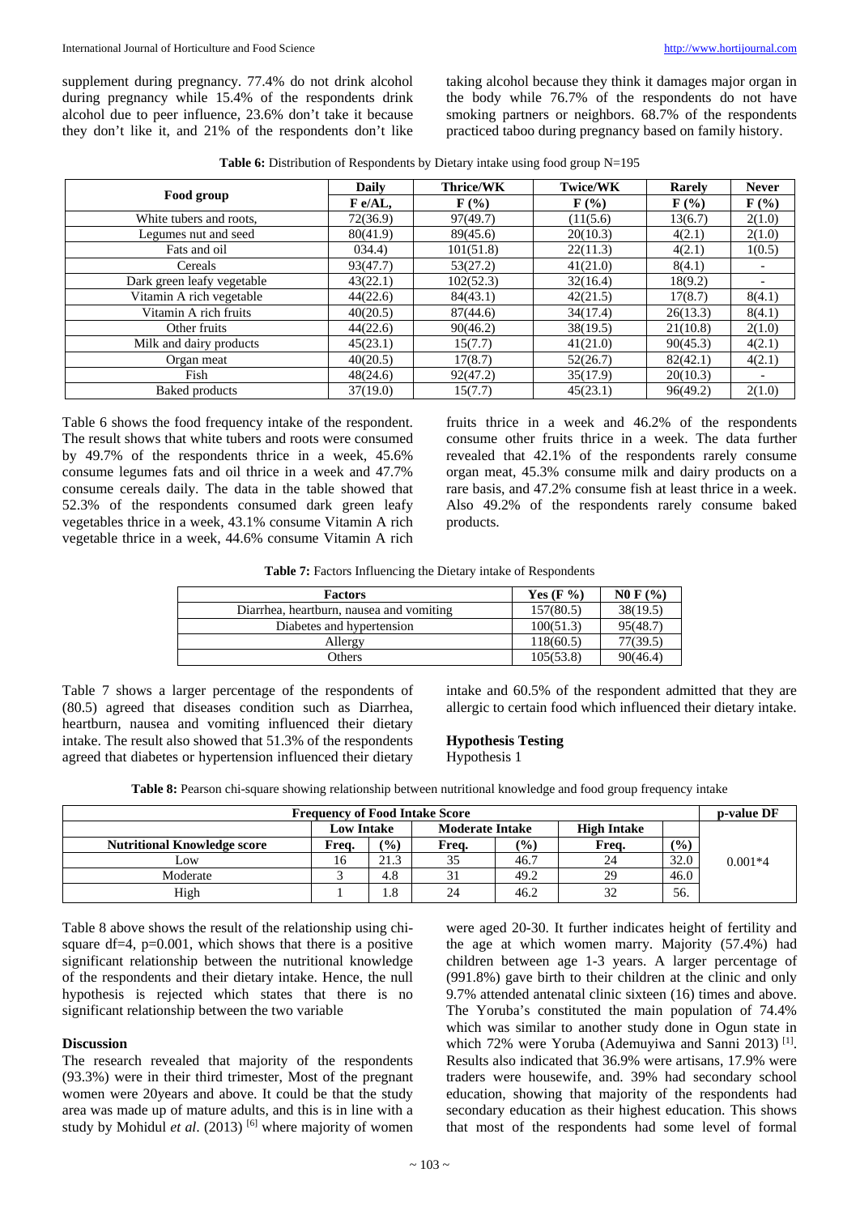supplement during pregnancy. 77.4% do not drink alcohol during pregnancy while 15.4% of the respondents drink alcohol due to peer influence, 23.6% don't take it because they don't like it, and 21% of the respondents don't like taking alcohol because they think it damages major organ in the body while 76.7% of the respondents do not have smoking partners or neighbors. 68.7% of the respondents practiced taboo during pregnancy based on family history.

**Table 6:** Distribution of Respondents by Dietary intake using food group N=195

| Food group | Daily | Thrice/WK | Twice/WK | Rarely | Never |
|---|---|---|---|---|---|
| | F e/AL, | F (%) | F (%) | F (%) | F (%) |
| White tubers and roots, | 72(36.9) | 97(49.7) | (11(5.6) | 13(6.7) | 2(1.0) |
| Legumes nut and seed | 80(41.9) | 89(45.6) | 20(10.3) | 4(2.1) | 2(1.0) |
| Fats and oil | 034.4) | 101(51.8) | 22(11.3) | 4(2.1) | 1(0.5) |
| Cereals | 93(47.7) | 53(27.2) | 41(21.0) | 8(4.1) | - |
| Dark green leafy vegetable | 43(22.1) | 102(52.3) | 32(16.4) | 18(9.2) | - |
| Vitamin A rich vegetable | 44(22.6) | 84(43.1) | 42(21.5) | 17(8.7) | 8(4.1) |
| Vitamin A rich fruits | 40(20.5) | 87(44.6) | 34(17.4) | 26(13.3) | 8(4.1) |
| Other fruits | 44(22.6) | 90(46.2) | 38(19.5) | 21(10.8) | 2(1.0) |
| Milk and dairy products | 45(23.1) | 15(7.7) | 41(21.0) | 90(45.3) | 4(2.1) |
| Organ meat | 40(20.5) | 17(8.7) | 52(26.7) | 82(42.1) | 4(2.1) |
| Fish | 48(24.6) | 92(47.2) | 35(17.9) | 20(10.3) | - |
| Baked products | 37(19.0) | 15(7.7) | 45(23.1) | 96(49.2) | 2(1.0) |

Table 6 shows the food frequency intake of the respondent. The result shows that white tubers and roots were consumed by 49.7% of the respondents thrice in a week, 45.6% consume legumes fats and oil thrice in a week and 47.7% consume cereals daily. The data in the table showed that 52.3% of the respondents consumed dark green leafy vegetables thrice in a week, 43.1% consume Vitamin A rich vegetable thrice in a week, 44.6% consume Vitamin A rich fruits thrice in a week and 46.2% of the respondents consume other fruits thrice in a week. The data further revealed that 42.1% of the respondents rarely consume organ meat, 45.3% consume milk and dairy products on a rare basis, and 47.2% consume fish at least thrice in a week. Also 49.2% of the respondents rarely consume baked products.

**Table 7:** Factors Influencing the Dietary intake of Respondents

| Factors | Yes (F %) | N0 F (%) |
|---|---|---|
| Diarrhea, heartburn, nausea and vomiting | 157(80.5) | 38(19.5) |
| Diabetes and hypertension | 100(51.3) | 95(48.7) |
| Allergy | 118(60.5) | 77(39.5) |
| Others | 105(53.8) | 90(46.4) |

Table 7 shows a larger percentage of the respondents of (80.5) agreed that diseases condition such as Diarrhea, heartburn, nausea and vomiting influenced their dietary intake. The result also showed that 51.3% of the respondents agreed that diabetes or hypertension influenced their dietary intake and 60.5% of the respondent admitted that they are allergic to certain food which influenced their dietary intake.

**Hypothesis Testing**

Hypothesis 1

**Table 8:** Pearson chi-square showing relationship between nutritional knowledge and food group frequency intake

| Frequency of Food Intake Score | | | | | | | p-value DF |
|---|---|---|---|---|---|---|---|
| | Low Intake | | Moderate Intake | | High Intake | | |
| Nutritional Knowledge score | Freq. | (%) | Freq. | (%) | Freq. | (%) | |
| Low | 16 | 21.3 | 35 | 46.7 | 24 | 32.0 | 0.001*4 |
| Moderate | 3 | 4.8 | 31 | 49.2 | 29 | 46.0 | |
| High | 1 | 1.8 | 24 | 46.2 | 32 | 56. | |

Table 8 above shows the result of the relationship using chi-square df=4, p=0.001, which shows that there is a positive significant relationship between the nutritional knowledge of the respondents and their dietary intake. Hence, the null hypothesis is rejected which states that there is no significant relationship between the two variable

## Discussion

The research revealed that majority of the respondents (93.3%) were in their third trimester, Most of the pregnant women were 20years and above. It could be that the study area was made up of mature adults, and this is in line with a study by Mohidul *et al*. (2013) [6] where majority of women were aged 20-30. It further indicates height of fertility and the age at which women marry. Majority (57.4%) had children between age 1-3 years. A larger percentage of (991.8%) gave birth to their children at the clinic and only 9.7% attended antenatal clinic sixteen (16) times and above. The Yoruba's constituted the main population of 74.4% which was similar to another study done in Ogun state in which 72% were Yoruba (Ademuyiwa and Sanni 2013) [1]. Results also indicated that 36.9% were artisans, 17.9% were traders were housewife, and. 39% had secondary school education, showing that majority of the respondents had secondary education as their highest education. This shows that most of the respondents had some level of formal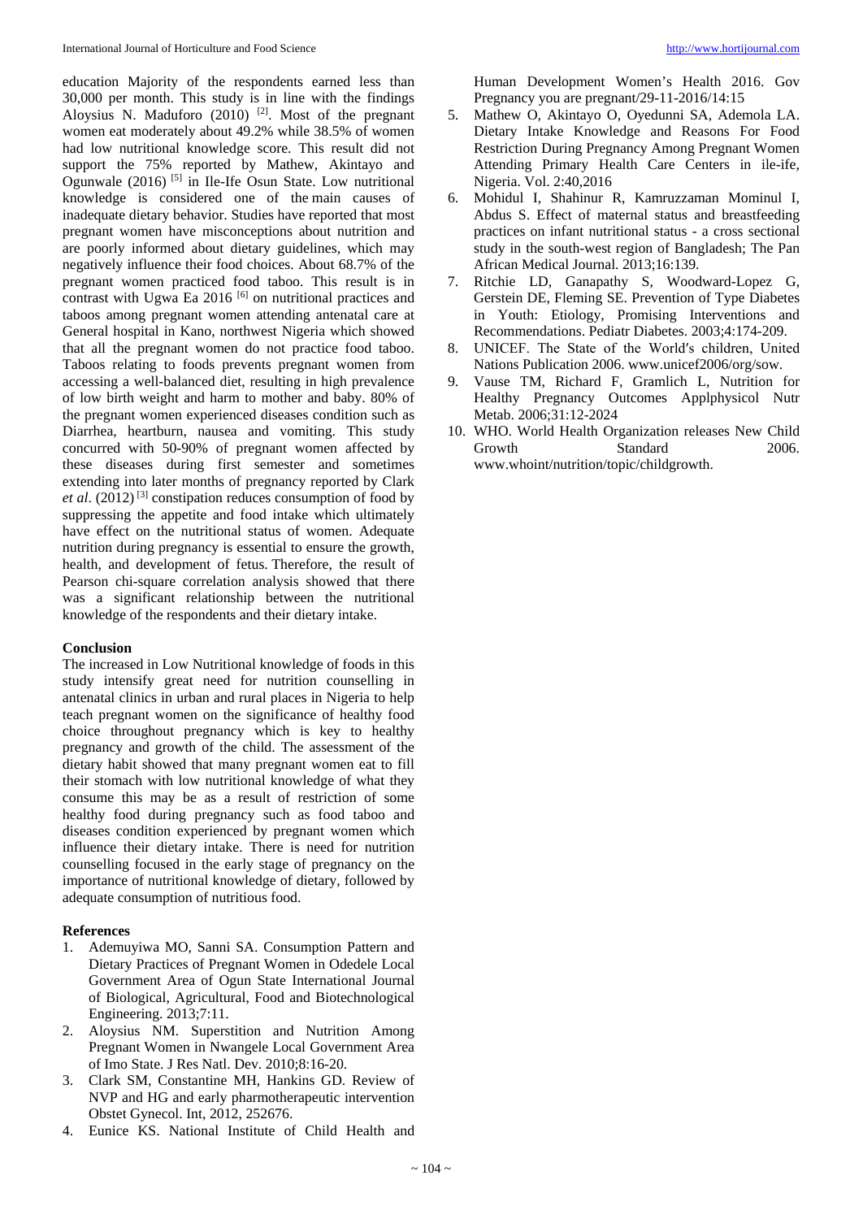education Majority of the respondents earned less than 30,000 per month. This study is in line with the findings Aloysius N. Madufor​o (2010) [2]. Most of the pregnant women eat moderately about 49.2% while 38.5% of women had low nutritional knowledge score. This result did not support the 75% reported by Mathew, Akintayo and Ogunwale (2016) [5] in Ile-Ife Osun State. Low nutritional knowledge is considered one of the main causes of inadequate dietary behavior. Studies have reported that most pregnant women have misconceptions about nutrition and are poorly informed about dietary guidelines, which may negatively influence their food choices. About 68.7% of the pregnant women practiced food taboo. This result is in contrast with Ugwa Ea 2016 [6] on nutritional practices and taboos among pregnant women attending antenatal care at General hospital in Kano, northwest Nigeria which showed that all the pregnant women do not practice food taboo. Taboos relating to foods prevents pregnant women from accessing a well-balanced diet, resulting in high prevalence of low birth weight and harm to mother and baby. 80% of the pregnant women experienced diseases condition such as Diarrhea, heartburn, nausea and vomiting. This study concurred with 50-90% of pregnant women affected by these diseases during first semester and sometimes extending into later months of pregnancy reported by Clark *et al*. (2012) [3] constipation reduces consumption of food by suppressing the appetite and food intake which ultimately have effect on the nutritional status of women. Adequate nutrition during pregnancy is essential to ensure the growth, health, and development of fetus. Therefore, the result of Pearson chi-square correlation analysis showed that there was a significant relationship between the nutritional knowledge of the respondents and their dietary intake.

## Conclusion

The increased in Low Nutritional knowledge of foods in this study intensify great need for nutrition counselling in antenatal clinics in urban and rural places in Nigeria to help teach pregnant women on the significance of healthy food choice throughout pregnancy which is key to healthy pregnancy and growth of the child. The assessment of the dietary habit showed that many pregnant women eat to fill their stomach with low nutritional knowledge of what they consume this may be as a result of restriction of some healthy food during pregnancy such as food taboo and diseases condition experienced by pregnant women which influence their dietary intake. There is need for nutrition counselling focused in the early stage of pregnancy on the importance of nutritional knowledge of dietary, followed by adequate consumption of nutritious food.

## References

1. Ademuyiwa MO, Sanni SA. Consumption Pattern and Dietary Practices of Pregnant Women in Odedele Local Government Area of Ogun State International Journal of Biological, Agricultural, Food and Biotechnological Engineering. 2013;7:11.
2. Aloysius NM. Superstition and Nutrition Among Pregnant Women in Nwangele Local Government Area of Imo State. J Res Natl. Dev. 2010;8:16-20.
3. Clark SM, Constantine MH, Hankins GD. Review of NVP and HG and early pharmotherapeutic intervention Obstet Gynecol. Int, 2012, 252676.
4. Eunice KS. National Institute of Child Health and Human Development Women's Health 2016. Gov Pregnancy you are pregnant/29-11-2016/14:15
5. Mathew O, Akintayo O, Oyedunni SA, Ademola LA. Dietary Intake Knowledge and Reasons For Food Restriction During Pregnancy Among Pregnant Women Attending Primary Health Care Centers in ile-ife, Nigeria. Vol. 2:40,2016
6. Mohidul I, Shahinur R, Kamruzzaman Mominul I, Abdus S. Effect of maternal status and breastfeeding practices on infant nutritional status - a cross sectional study in the south-west region of Bangladesh; The Pan African Medical Journal. 2013;16:139.
7. Ritchie LD, Ganapathy S, Woodward-Lopez G, Gerstein DE, Fleming SE. Prevention of Type Diabetes in Youth: Etiology, Promising Interventions and Recommendations. Pediatr Diabetes. 2003;4:174-209.
8. UNICEF. The State of the World's children, United Nations Publication 2006. www.unicef2006/org/sow.
9. Vause TM, Richard F, Gramlich L, Nutrition for Healthy Pregnancy Outcomes Applphysicol Nutr Metab. 2006;31:12-2024
10. WHO. World Health Organization releases New Child Growth Standard 2006. www.whoint/nutrition/topic/childgrowth.